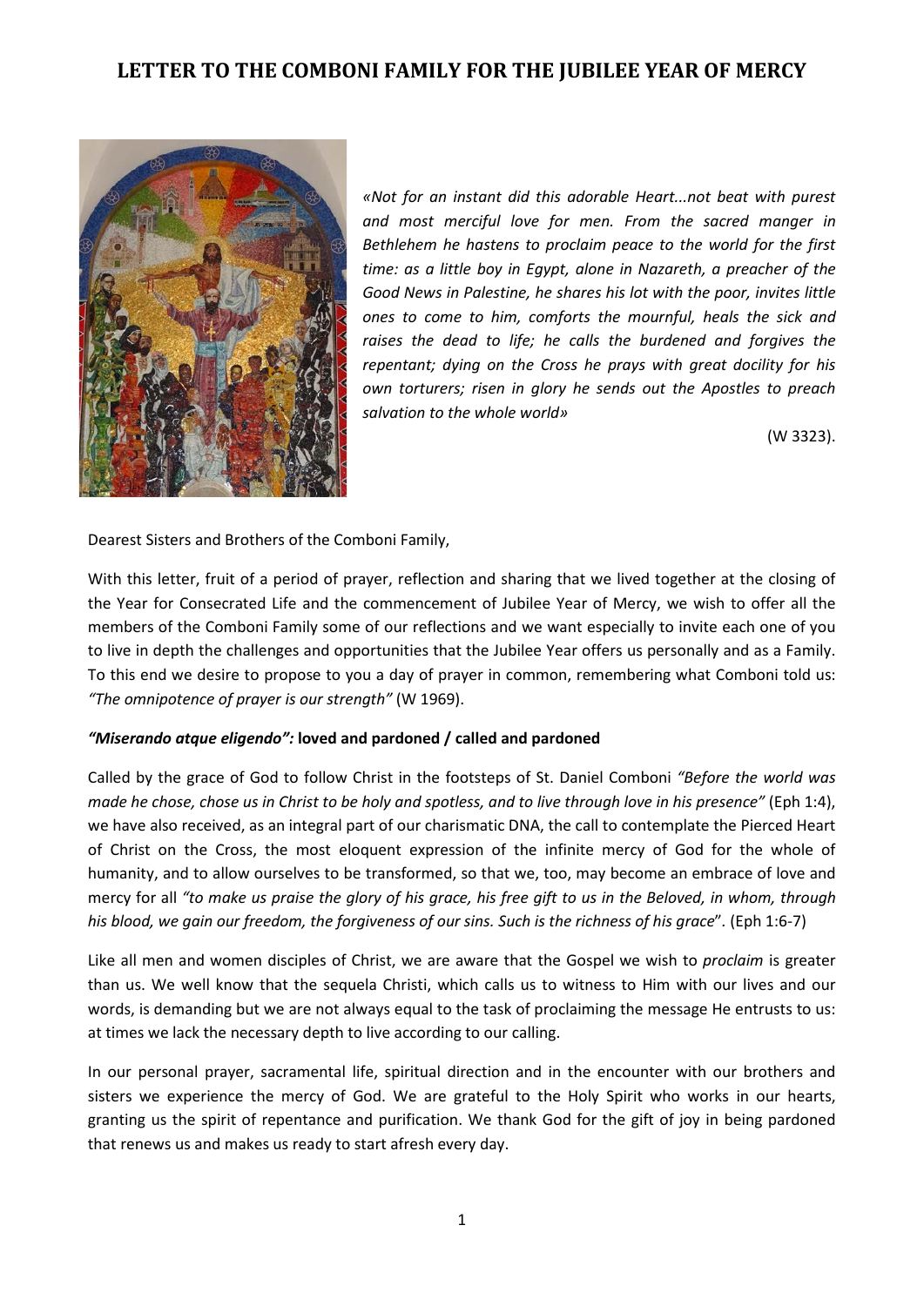# LETTER TO THE COMBONI FAMILY FOR THE JUBILEE YEAR OF MERCY

*«Not for an instant did this adorable Heart...not beat with purest and most merciful love for men. From the sacred manger in Bethlehem he hastens to proclaim peace to the world for the first time: as a little boy in Egypt, alone in Nazareth, a preacher of the Good News in Palestine, he shares his lot with the poor, invites little ones to come to him, comforts the mournful, heals the sick and raises the dead to life; he calls the burdened and forgives the repentant; dying on the Cross he prays with great docility for his own torturers; risen in glory he sends out the Apostles to preach salvation to the whole world»*

(W 3323).

Dearest Sisters and Brothers of the Comboni Family,

With this letter, fruit of a period of prayer, reflection and sharing that we lived together at the closing of the Year for Consecrated Life and the commencement of Jubilee Year of Mercy, we wish to offer all the members of the Comboni Family some of our reflections and we want especially to invite each one of you to live in depth the challenges and opportunities that the Jubilee Year offers us personally and as a Family. To this end we desire to propose to you a day of prayer in common, remembering what Comboni told us: *"The omnipotence of prayer is our strength"* (W 1969).

### *"Miserando atque eligendo":* loved and pardoned / called and pardoned

Called by the grace of God to follow Christ in the footsteps of St. Daniel Comboni *"Before the world was made he chose, chose us in Christ to be holy and spotless, and to live through love in his presence"* (Eph 1:4), we have also received, as an integral part of our charismatic DNA, the call to contemplate the Pierced Heart of Christ on the Cross, the most eloquent expression of the infinite mercy of God for the whole of humanity, and to allow ourselves to be transformed, so that we, too, may become an embrace of love and mercy for all *"to make us praise the glory of his grace, his free gift to us in the Beloved, in whom, through his blood, we gain our freedom, the forgiveness of our sins. Such is the richness of his grace*". (Eph 1:6-7)

Like all men and women disciples of Christ, we are aware that the Gospel we wish to *proclaim* is greater than us. We well know that the sequela Christi, which calls us to witness to Him with our lives and our words, is demanding but we are not always equal to the task of proclaiming the message He entrusts to us: at times we lack the necessary depth to live according to our calling.

In our personal prayer, sacramental life, spiritual direction and in the encounter with our brothers and sisters we experience the mercy of God. We are grateful to the Holy Spirit who works in our hearts, granting us the spirit of repentance and purification. We thank God for the gift of joy in being pardoned that renews us and makes us ready to start afresh every day.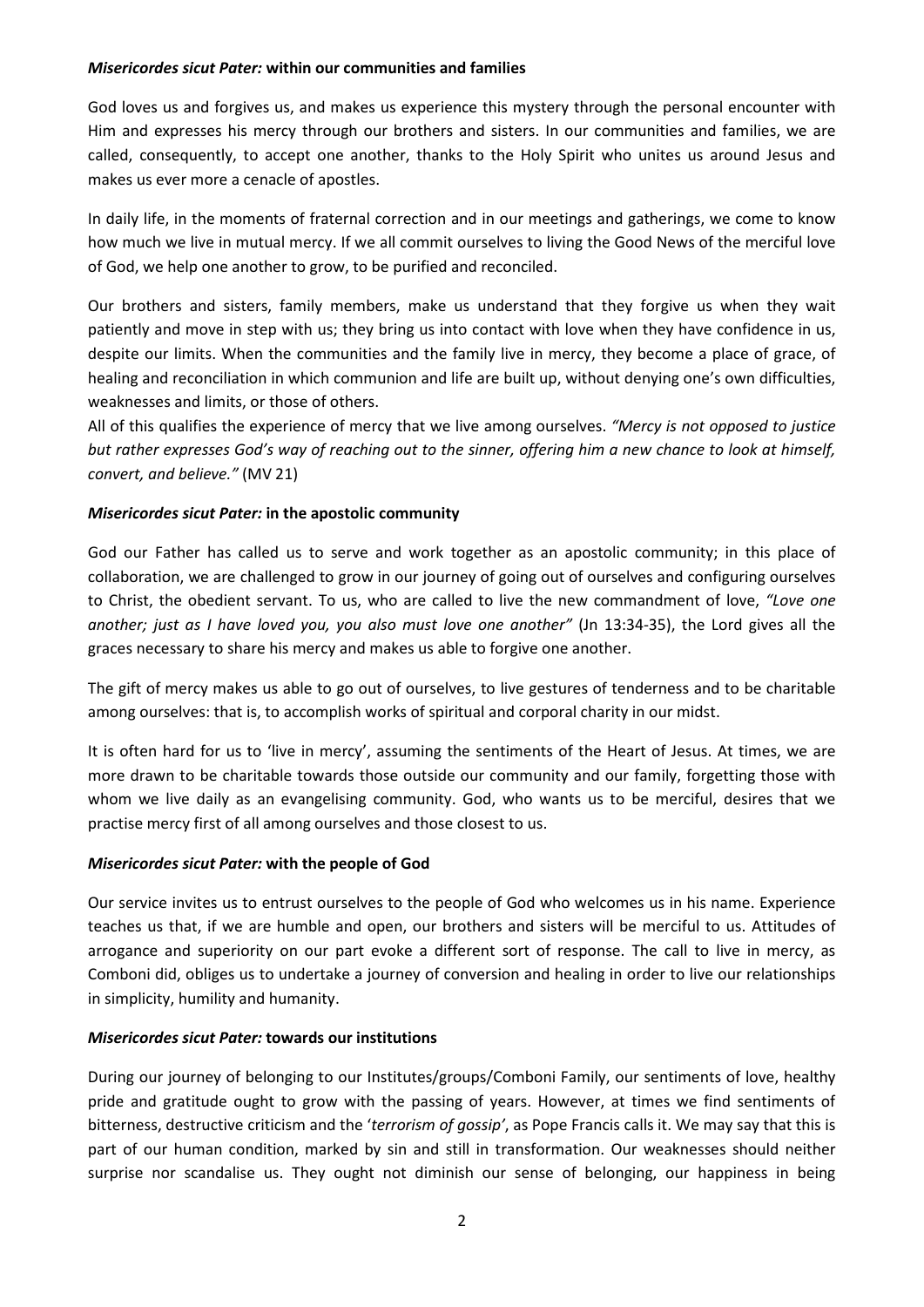### *Misericordes sicut Pater:* within our communities and families

God loves us and forgives us, and makes us experience this mystery through the personal encounter with Him and expresses his mercy through our brothers and sisters. In our communities and families, we are called, consequently, to accept one another, thanks to the Holy Spirit who unites us around Jesus and makes us ever more a cenacle of apostles.

In daily life, in the moments of fraternal correction and in our meetings and gatherings, we come to know how much we live in mutual mercy. If we all commit ourselves to living the Good News of the merciful love of God, we help one another to grow, to be purified and reconciled.

Our brothers and sisters, family members, make us understand that they forgive us when they wait patiently and move in step with us; they bring us into contact with love when they have confidence in us, despite our limits. When the communities and the family live in mercy, they become a place of grace, of healing and reconciliation in which communion and life are built up, without denying one's own difficulties, weaknesses and limits, or those of others.

All of this qualifies the experience of mercy that we live among ourselves. *"Mercy is not opposed to justice but rather expresses God's way of reaching out to the sinner, offering him a new chance to look at himself, convert, and believe."* (MV 21)

### *Misericordes sicut Pater:* in the apostolic community

God our Father has called us to serve and work together as an apostolic community; in this place of collaboration, we are challenged to grow in our journey of going out of ourselves and configuring ourselves to Christ, the obedient servant. To us, who are called to live the new commandment of love, *"Love one another; just as I have loved you, you also must love one another"* (Jn 13:34-35), the Lord gives all the graces necessary to share his mercy and makes us able to forgive one another.

The gift of mercy makes us able to go out of ourselves, to live gestures of tenderness and to be charitable among ourselves: that is, to accomplish works of spiritual and corporal charity in our midst.

It is often hard for us to 'live in mercy', assuming the sentiments of the Heart of Jesus. At times, we are more drawn to be charitable towards those outside our community and our family, forgetting those with whom we live daily as an evangelising community. God, who wants us to be merciful, desires that we practise mercy first of all among ourselves and those closest to us.

### *Misericordes sicut Pater:* with the people of God

Our service invites us to entrust ourselves to the people of God who welcomes us in his name. Experience teaches us that, if we are humble and open, our brothers and sisters will be merciful to us. Attitudes of arrogance and superiority on our part evoke a different sort of response. The call to live in mercy, as Comboni did, obliges us to undertake a journey of conversion and healing in order to live our relationships in simplicity, humility and humanity.

### *Misericordes sicut Pater:* towards our institutions

During our journey of belonging to our Institutes/groups/Comboni Family, our sentiments of love, healthy pride and gratitude ought to grow with the passing of years. However, at times we find sentiments of bitterness, destructive criticism and the '*terrorism of gossip'*, as Pope Francis calls it. We may say that this is part of our human condition, marked by sin and still in transformation. Our weaknesses should neither surprise nor scandalise us. They ought not diminish our sense of belonging, our happiness in being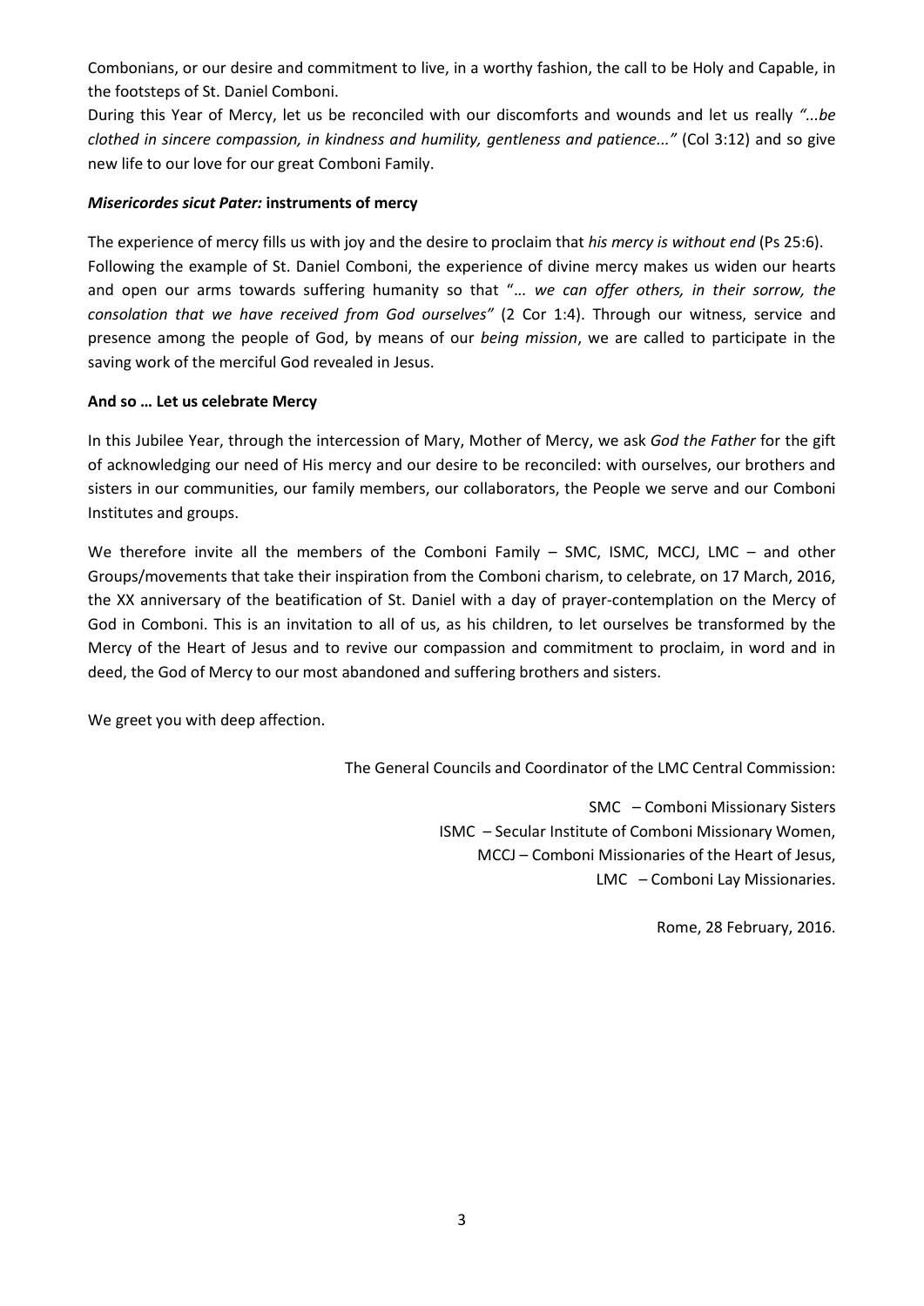Combonians, or our desire and commitment to live, in a worthy fashion, the call to be Holy and Capable, in the footsteps of St. Daniel Comboni.

During this Year of Mercy, let us be reconciled with our discomforts and wounds and let us really *"...be clothed in sincere compassion, in kindness and humility, gentleness and patience..."* (Col 3:12) and so give new life to our love for our great Comboni Family.

### ***Misericordes sicut Pater:* instruments of mercy**

The experience of mercy fills us with joy and the desire to proclaim that *his mercy is without end* (Ps 25:6). Following the example of St. Daniel Comboni, the experience of divine mercy makes us widen our hearts and open our arms towards suffering humanity so that "*… we can offer others, in their sorrow, the consolation that we have received from God ourselves"* (2 Cor 1:4). Through our witness, service and presence among the people of God, by means of our *being mission*, we are called to participate in the saving work of the merciful God revealed in Jesus.

### **And so … Let us celebrate Mercy**

In this Jubilee Year, through the intercession of Mary, Mother of Mercy, we ask *God the Father* for the gift of acknowledging our need of His mercy and our desire to be reconciled: with ourselves, our brothers and sisters in our communities, our family members, our collaborators, the People we serve and our Comboni Institutes and groups.

We therefore invite all the members of the Comboni Family – SMC, ISMC, MCCJ, LMC – and other Groups/movements that take their inspiration from the Comboni charism, to celebrate, on 17 March, 2016, the XX anniversary of the beatification of St. Daniel with a day of prayer-contemplation on the Mercy of God in Comboni. This is an invitation to all of us, as his children, to let ourselves be transformed by the Mercy of the Heart of Jesus and to revive our compassion and commitment to proclaim, in word and in deed, the God of Mercy to our most abandoned and suffering brothers and sisters.

We greet you with deep affection.

The General Councils and Coordinator of the LMC Central Commission:

SMC – Comboni Missionary Sisters
ISMC – Secular Institute of Comboni Missionary Women,
MCCJ – Comboni Missionaries of the Heart of Jesus,
LMC – Comboni Lay Missionaries.

Rome, 28 February, 2016.